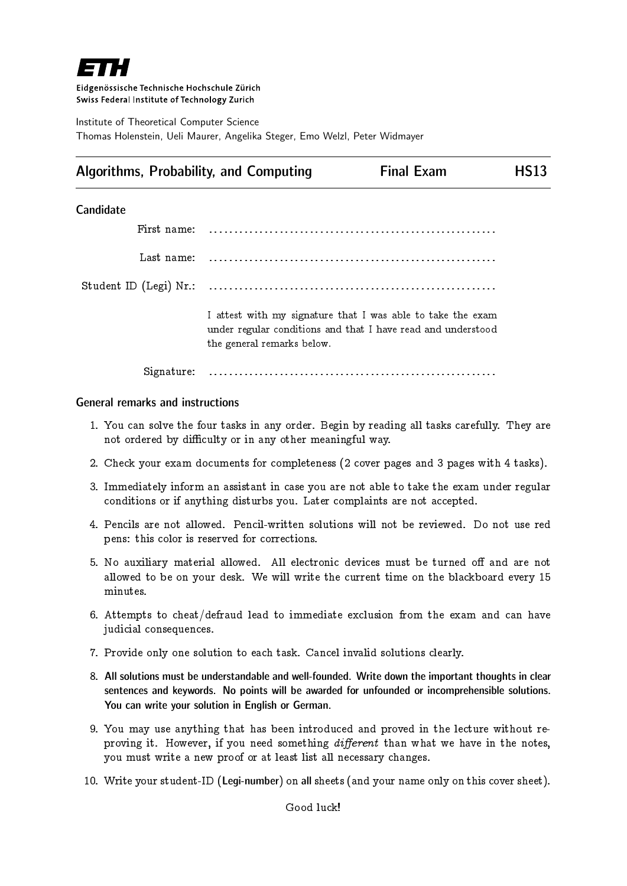ETH

Eidgenössische Technische Hochschule Zürich
Swiss Federal Institute of Technology Zurich

Institute of Theoretical Computer Science
Thomas Holenstein, Ueli Maurer, Angelika Steger, Emo Welzl, Peter Widmayer

# Algorithms, Probability, and Computing — Final Exam — HS13

## Candidate

First name: ..........................................................

Last name: ..........................................................

Student ID (Legi) Nr.: ..........................................................

I attest with my signature that I was able to take the exam under regular conditions and that I have read and understood the general remarks below.

Signature: ..........................................................

## General remarks and instructions

1. You can solve the four tasks in any order. Begin by reading all tasks carefully. They are not ordered by difficulty or in any other meaningful way.
2. Check your exam documents for completeness (2 cover pages and 3 pages with 4 tasks).
3. Immediately inform an assistant in case you are not able to take the exam under regular conditions or if anything disturbs you. Later complaints are not accepted.
4. Pencils are not allowed. Pencil-written solutions will not be reviewed. Do not use red pens: this color is reserved for corrections.
5. No auxiliary material allowed. All electronic devices must be turned off and are not allowed to be on your desk. We will write the current time on the blackboard every 15 minutes.
6. Attempts to cheat/defraud lead to immediate exclusion from the exam and can have judicial consequences.
7. Provide only one solution to each task. Cancel invalid solutions clearly.
8. **All solutions must be understandable and well-founded. Write down the important thoughts in clear sentences and keywords. No points will be awarded for unfounded or incomprehensible solutions. You can write your solution in English or German.**
9. You may use anything that has been introduced and proved in the lecture without reproving it. However, if you need something *different* than what we have in the notes, you must write a new proof or at least list all necessary changes.
10. Write your student-ID (**Legi-number**) on **all** sheets (and your name only on this cover sheet).

Good luck!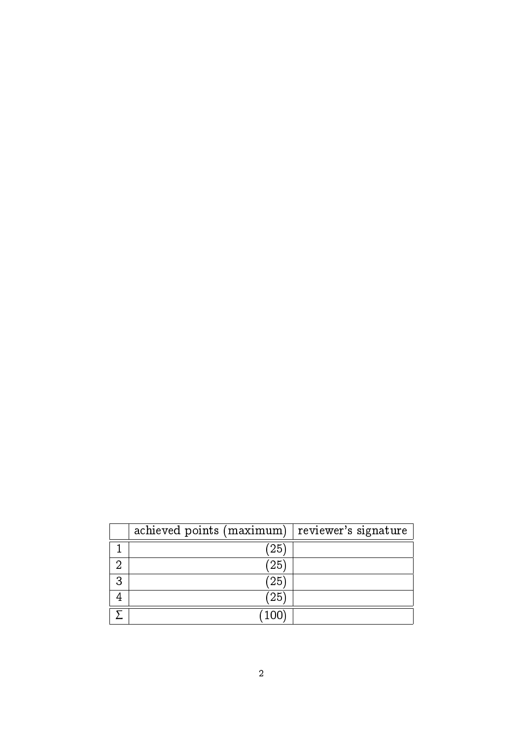|  | achieved points (maximum) | reviewer's signature |
|---|---|---|
| 1 | (25) |  |
| 2 | (25) |  |
| 3 | (25) |  |
| 4 | (25) |  |
| $\Sigma$ | (100) |  |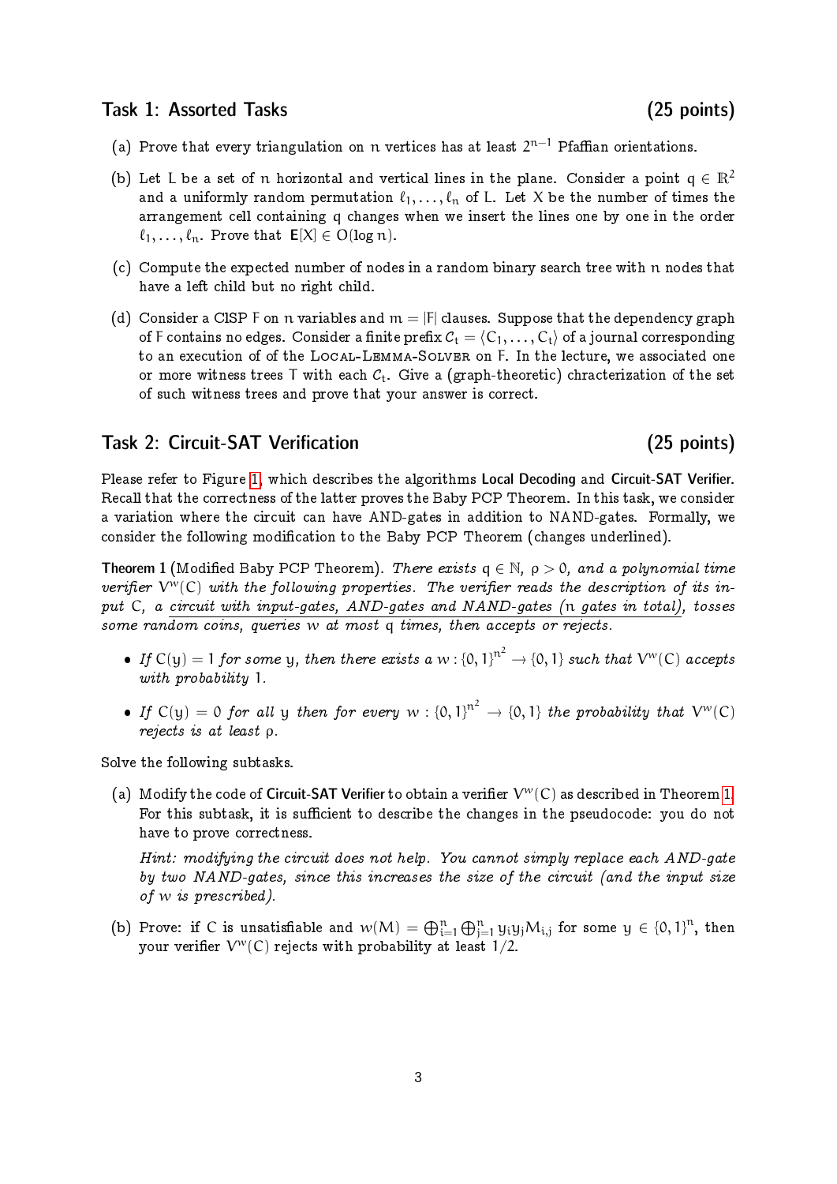## Task 1: Assorted Tasks (25 points)

(a) Prove that every triangulation on $n$ vertices has at least $2^{n-1}$ Pfaffian orientations.

(b) Let $L$ be a set of $n$ horizontal and vertical lines in the plane. Consider a point $q \in \mathbb{R}^2$ and a uniformly random permutation $\ell_1, \dots, \ell_n$ of $L$. Let $X$ be the number of times the arrangement cell containing $q$ changes when we insert the lines one by one in the order $\ell_1, \dots, \ell_n$. Prove that $\mathbf{E}[X] \in O(\log n)$.

(c) Compute the expected number of nodes in a random binary search tree with $n$ nodes that have a left child but no right child.

(d) Consider a ClSP $F$ on $n$ variables and $m = |F|$ clauses. Suppose that the dependency graph of $F$ contains no edges. Consider a finite prefix $\mathcal{C}_t = \langle C_1, \dots, C_t \rangle$ of a journal corresponding to an execution of of the Local-Lemma-Solver on $F$. In the lecture, we associated one or more witness trees $T$ with each $\mathcal{C}_t$. Give a (graph-theoretic) chracterization of the set of such witness trees and prove that your answer is correct.

## Task 2: Circuit-SAT Verification (25 points)

Please refer to Figure 1, which describes the algorithms **Local Decoding** and **Circuit-SAT Verifier**. Recall that the correctness of the latter proves the Baby PCP Theorem. In this task, we consider a variation where the circuit can have AND-gates in addition to NAND-gates. Formally, we consider the following modification to the Baby PCP Theorem (changes underlined).

**Theorem 1** (Modified Baby PCP Theorem). *There exists $q \in \mathbb{N}$, $\rho > 0$, and a polynomial time verifier $V^w(C)$ with the following properties. The verifier reads the description of its input $C$, a circuit with input-gates, AND-gates and NAND-gates ($n$ gates in total), tosses some random coins, queries $w$ at most $q$ times, then accepts or rejects.*

- *If $C(y) = 1$ for some $y$, then there exists a $w : \{0,1\}^{n^2} \to \{0,1\}$ such that $V^w(C)$ accepts with probability 1.*
- *If $C(y) = 0$ for all $y$ then for every $w : \{0,1\}^{n^2} \to \{0,1\}$ the probability that $V^w(C)$ rejects is at least $\rho$.*

Solve the following subtasks.

(a) Modify the code of **Circuit-SAT Verifier** to obtain a verifier $V^w(C)$ as described in Theorem 1. For this subtask, it is sufficient to describe the changes in the pseudocode: you do not have to prove correctness.

*Hint: modifying the circuit does not help. You cannot simply replace each AND-gate by two NAND-gates, since this increases the size of the circuit (and the input size of $w$ is prescribed).*

(b) Prove: if $C$ is unsatisfiable and $w(M) = \bigoplus_{i=1}^{n} \bigoplus_{j=1}^{n} y_i y_j M_{i,j}$ for some $y \in \{0,1\}^n$, then your verifier $V^w(C)$ rejects with probability at least $1/2$.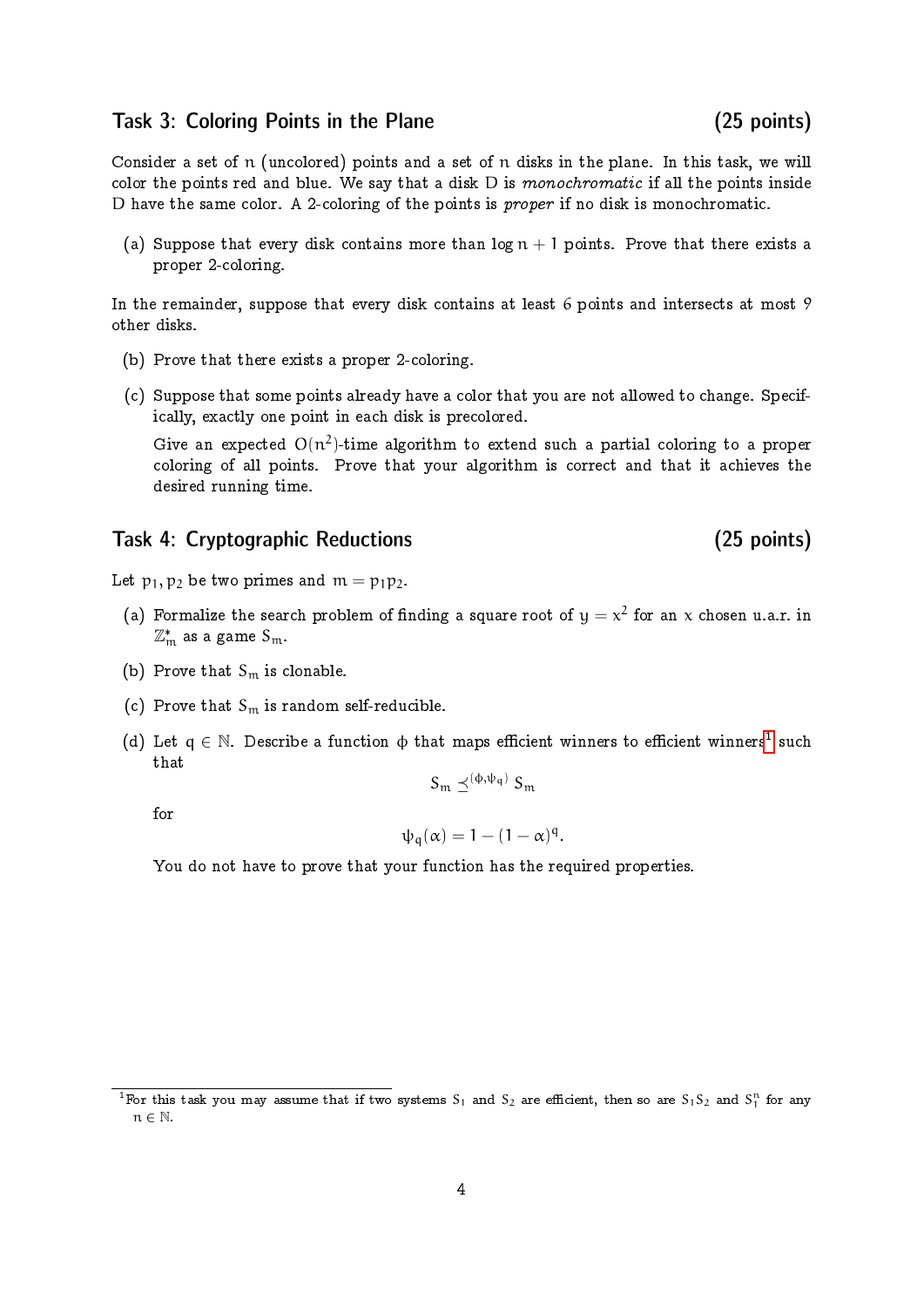## Task 3: Coloring Points in the Plane (25 points)

Consider a set of $n$ (uncolored) points and a set of $n$ disks in the plane. In this task, we will color the points red and blue. We say that a disk $D$ is *monochromatic* if all the points inside $D$ have the same color. A 2-coloring of the points is *proper* if no disk is monochromatic.

(a) Suppose that every disk contains more than $\log n + 1$ points. Prove that there exists a proper 2-coloring.

In the remainder, suppose that every disk contains at least 6 points and intersects at most 9 other disks.

(b) Prove that there exists a proper 2-coloring.

(c) Suppose that some points already have a color that you are not allowed to change. Specifically, exactly one point in each disk is precolored.

Give an expected $O(n^2)$-time algorithm to extend such a partial coloring to a proper coloring of all points. Prove that your algorithm is correct and that it achieves the desired running time.

## Task 4: Cryptographic Reductions (25 points)

Let $p_1, p_2$ be two primes and $m = p_1 p_2$.

(a) Formalize the search problem of finding a square root of $y = x^2$ for an $x$ chosen u.a.r. in $\mathbb{Z}_m^*$ as a game $S_m$.

(b) Prove that $S_m$ is clonable.

(c) Prove that $S_m$ is random self-reducible.

(d) Let $q \in \mathbb{N}$. Describe a function $\phi$ that maps efficient winners to efficient winners[1] such that

$$S_m \preceq^{(\phi, \psi_q)} S_m$$

for

$$\psi_q(\alpha) = 1 - (1 - \alpha)^q.$$

You do not have to prove that your function has the required properties.

[1] For this task you may assume that if two systems $S_1$ and $S_2$ are efficient, then so are $S_1 S_2$ and $S_1^n$ for any $n \in \mathbb{N}$.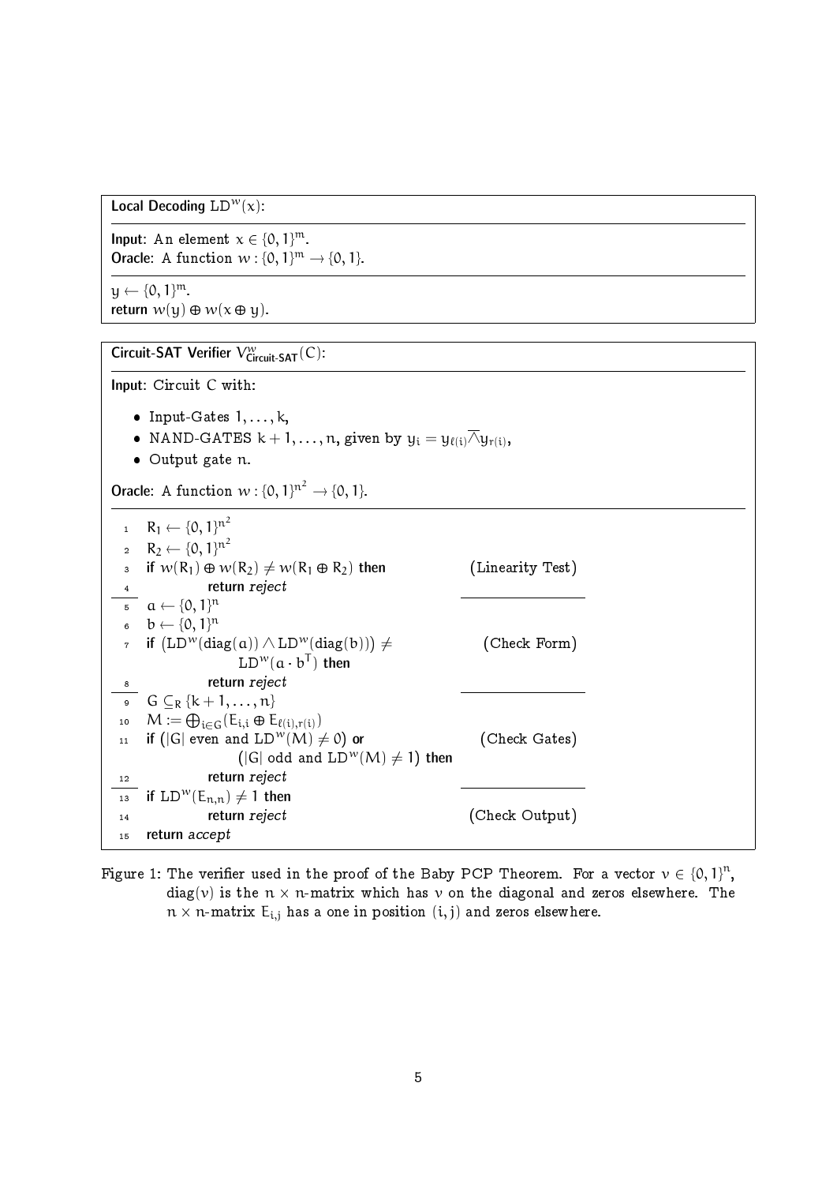**Local Decoding** $\mathrm{LD}^w(x)$:

**Input**: An element $x \in \{0,1\}^m$.
**Oracle**: A function $w : \{0,1\}^m \to \{0,1\}$.

$y \leftarrow \{0,1\}^m$.
**return** $w(y) \oplus w(x \oplus y)$.

---

**Circuit-SAT Verifier** $V^w_{\text{Circuit-SAT}}(C)$:

**Input**: Circuit $C$ with:

- Input-Gates $1, \ldots, k$,
- NAND-GATES $k+1, \ldots, n$, given by $y_i = y_{\ell(i)} \overline{\wedge} y_{r(i)}$,
- Output gate $n$.

**Oracle**: A function $w : \{0,1\}^{n^2} \to \{0,1\}$.

```
1   R_1 ← {0,1}^{n^2}
2   R_2 ← {0,1}^{n^2}
3   if w(R_1) ⊕ w(R_2) ≠ w(R_1 ⊕ R_2) then                  (Linearity Test)
4           return reject
5   a ← {0,1}^n
6   b ← {0,1}^n
7   if (LD^w(diag(a)) ∧ LD^w(diag(b))) ≠                     (Check Form)
            LD^w(a · b^T) then
8           return reject
9   G ⊆_R {k+1, ..., n}
10  M := ⊕_{i∈G} (E_{i,i} ⊕ E_{ℓ(i),r(i)})
11  if (|G| even and LD^w(M) ≠ 0) or                          (Check Gates)
            (|G| odd and LD^w(M) ≠ 1) then
12          return reject
13  if LD^w(E_{n,n}) ≠ 1 then
14          return reject                                     (Check Output)
15  return accept
```

Figure 1: The verifier used in the proof of the Baby PCP Theorem. For a vector $v \in \{0,1\}^n$, $\mathrm{diag}(v)$ is the $n \times n$-matrix which has $v$ on the diagonal and zeros elsewhere. The $n \times n$-matrix $E_{i,j}$ has a one in position $(i,j)$ and zeros elsewhere.